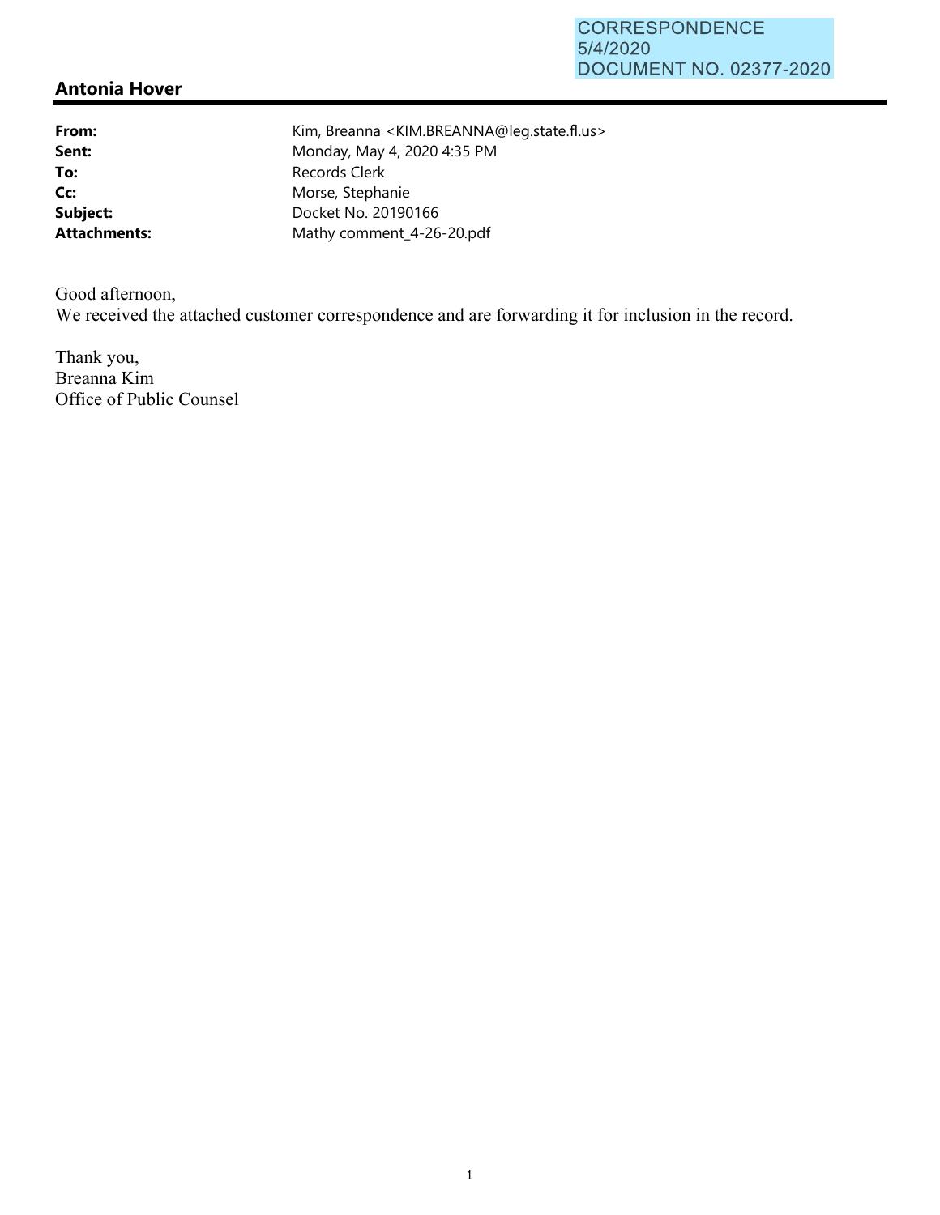CORRESPONDENCE
5/4/2020
DOCUMENT NO. 02377-2020

## Antonia Hover

| | |
|---|---|
| **From:** | Kim, Breanna <KIM.BREANNA@leg.state.fl.us> |
| **Sent:** | Monday, May 4, 2020 4:35 PM |
| **To:** | Records Clerk |
| **Cc:** | Morse, Stephanie |
| **Subject:** | Docket No. 20190166 |
| **Attachments:** | Mathy comment_4-26-20.pdf |

Good afternoon,
We received the attached customer correspondence and are forwarding it for inclusion in the record.

Thank you,
Breanna Kim
Office of Public Counsel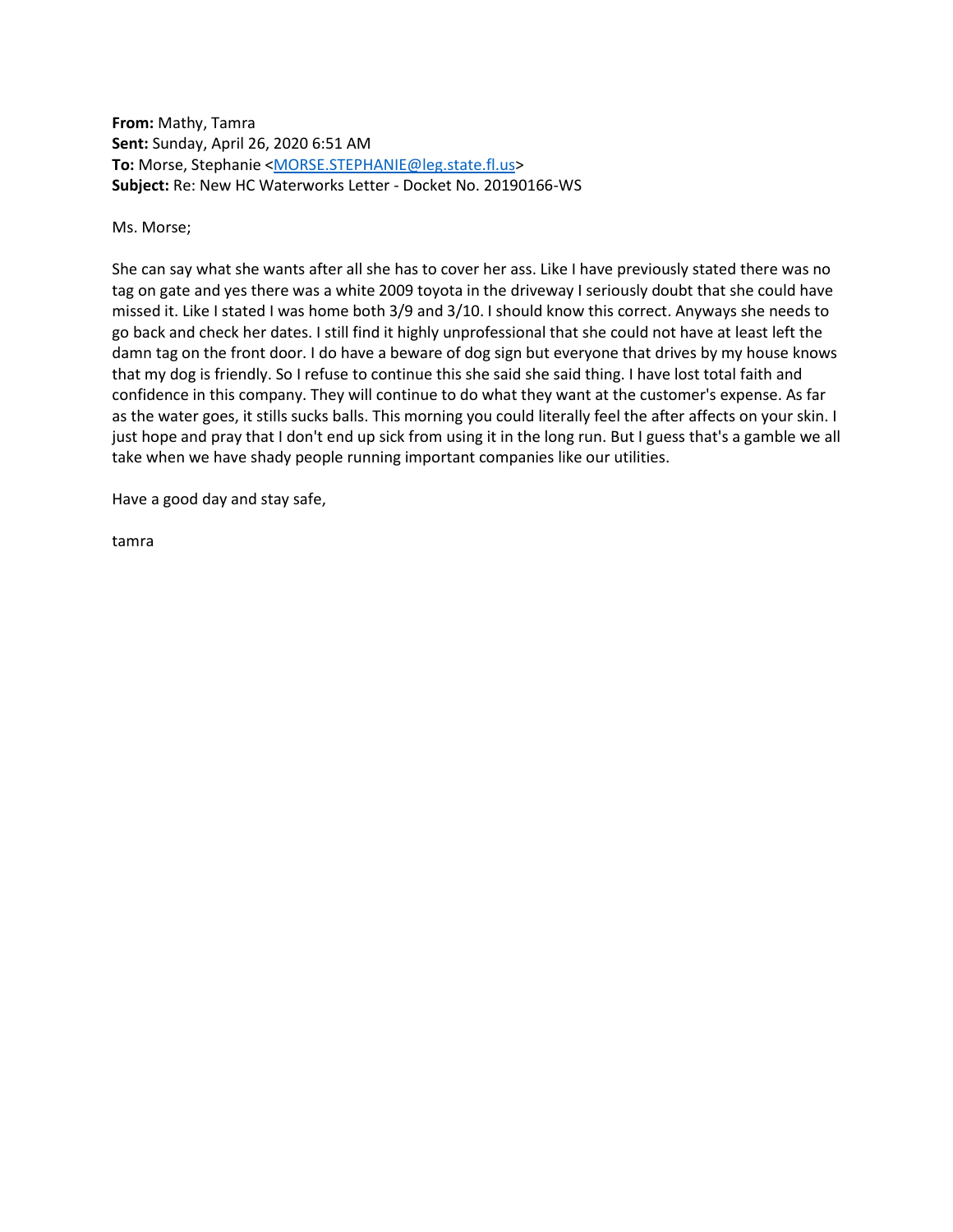**From:** Mathy, Tamra  
**Sent:** Sunday, April 26, 2020 6:51 AM  
**To:** Morse, Stephanie <MORSE.STEPHANIE@leg.state.fl.us>  
**Subject:** Re: New HC Waterworks Letter - Docket No. 20190166-WS

Ms. Morse;

She can say what she wants after all she has to cover her ass. Like I have previously stated there was no tag on gate and yes there was a white 2009 toyota in the driveway I seriously doubt that she could have missed it. Like I stated I was home both 3/9 and 3/10. I should know this correct. Anyways she needs to go back and check her dates. I still find it highly unprofessional that she could not have at least left the damn tag on the front door. I do have a beware of dog sign but everyone that drives by my house knows that my dog is friendly. So I refuse to continue this she said she said thing. I have lost total faith and confidence in this company. They will continue to do what they want at the customer's expense. As far as the water goes, it stills sucks balls. This morning you could literally feel the after affects on your skin. I just hope and pray that I don't end up sick from using it in the long run. But I guess that's a gamble we all take when we have shady people running important companies like our utilities.

Have a good day and stay safe,

tamra